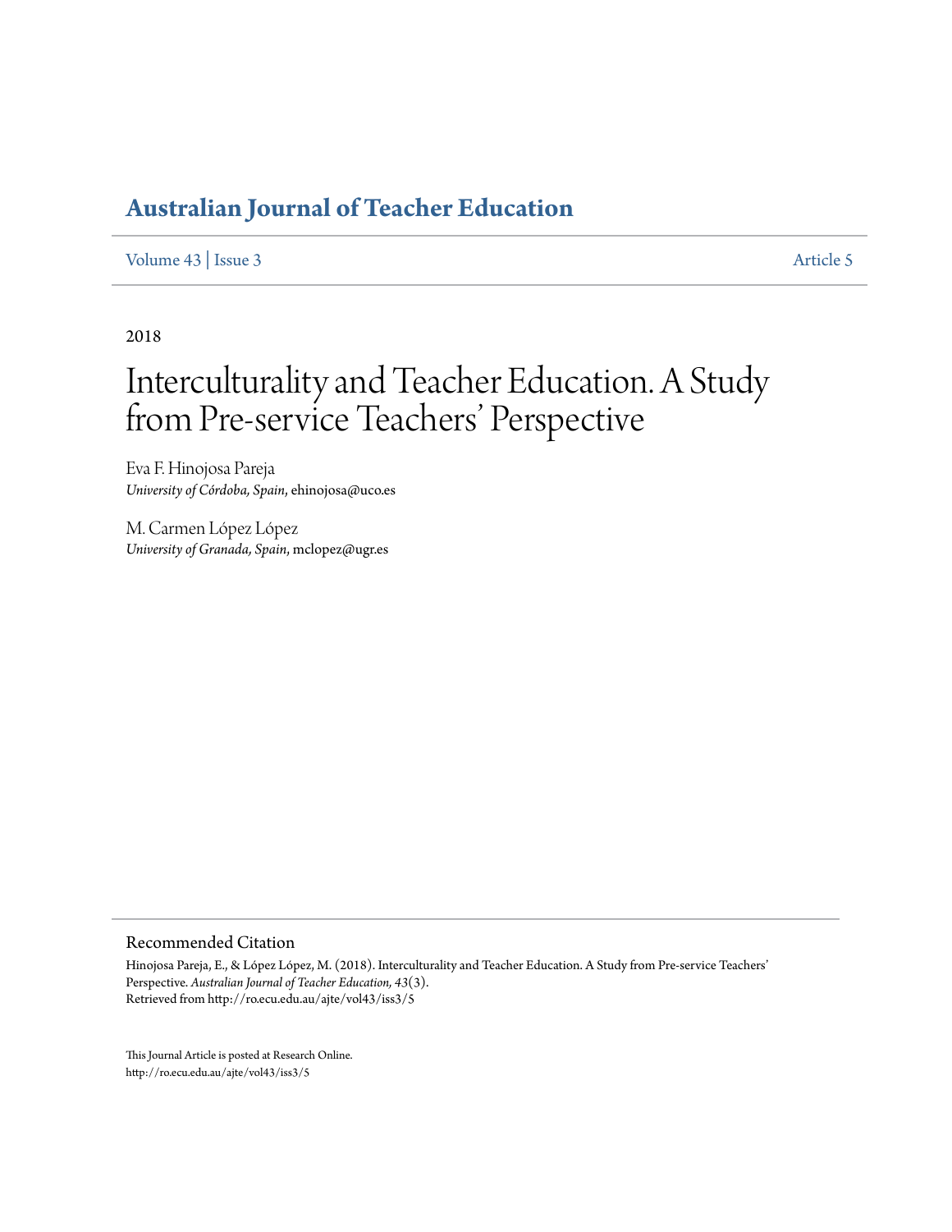# Australian Journal of Teacher Education

Volume 43 | Issue 3 Article 5

2018

# Interculturality and Teacher Education. A Study from Pre-service Teachers' Perspective

Eva F. Hinojosa Pareja
*University of Córdoba, Spain*, ehinojosa@uco.es

M. Carmen López López
*University of Granada, Spain*, mclopez@ugr.es

## Recommended Citation

Hinojosa Pareja, E., & López López, M. (2018). Interculturality and Teacher Education. A Study from Pre-service Teachers' Perspective. *Australian Journal of Teacher Education, 43*(3).
Retrieved from http://ro.ecu.edu.au/ajte/vol43/iss3/5

This Journal Article is posted at Research Online.
http://ro.ecu.edu.au/ajte/vol43/iss3/5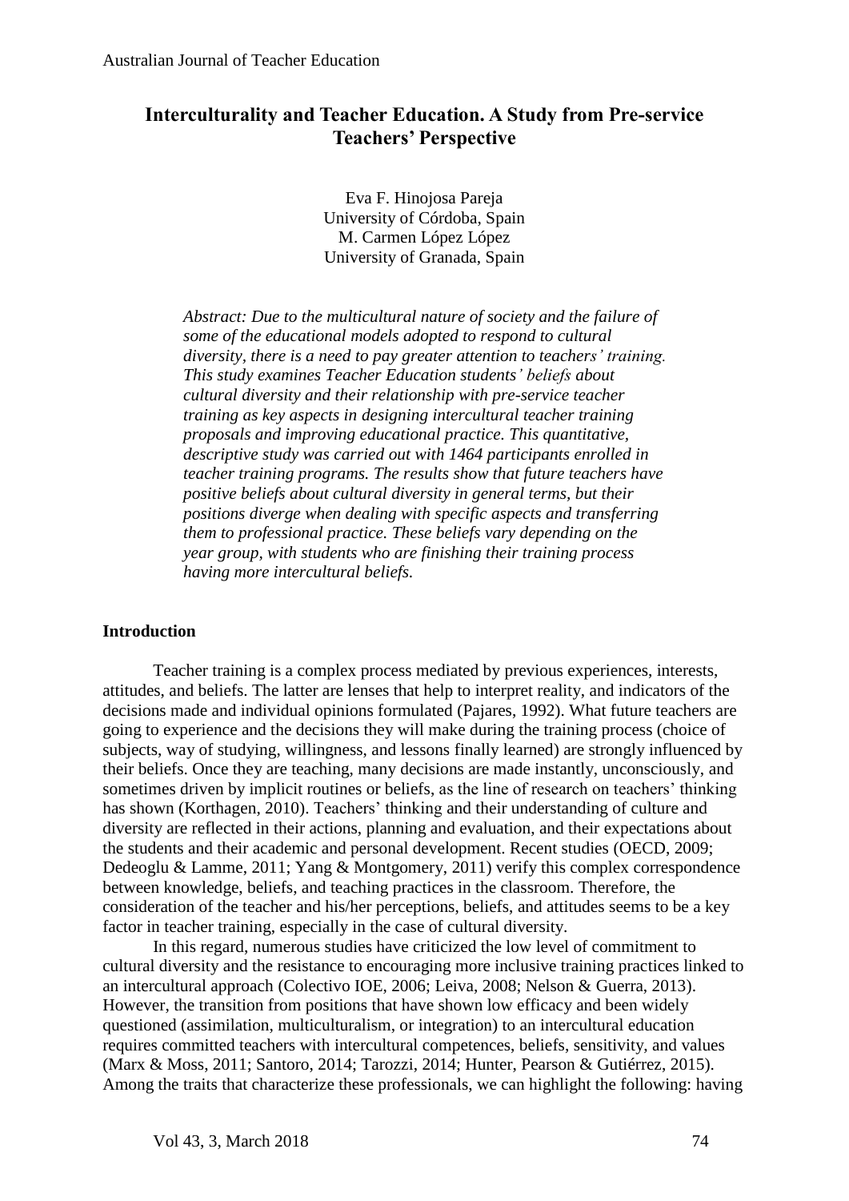# Interculturality and Teacher Education. A Study from Pre-service Teachers' Perspective

Eva F. Hinojosa Pareja
University of Córdoba, Spain
M. Carmen López López
University of Granada, Spain

*Abstract: Due to the multicultural nature of society and the failure of some of the educational models adopted to respond to cultural diversity, there is a need to pay greater attention to teachers' training. This study examines Teacher Education students' beliefs about cultural diversity and their relationship with pre-service teacher training as key aspects in designing intercultural teacher training proposals and improving educational practice. This quantitative, descriptive study was carried out with 1464 participants enrolled in teacher training programs. The results show that future teachers have positive beliefs about cultural diversity in general terms, but their positions diverge when dealing with specific aspects and transferring them to professional practice. These beliefs vary depending on the year group, with students who are finishing their training process having more intercultural beliefs.*

## Introduction

Teacher training is a complex process mediated by previous experiences, interests, attitudes, and beliefs. The latter are lenses that help to interpret reality, and indicators of the decisions made and individual opinions formulated (Pajares, 1992). What future teachers are going to experience and the decisions they will make during the training process (choice of subjects, way of studying, willingness, and lessons finally learned) are strongly influenced by their beliefs. Once they are teaching, many decisions are made instantly, unconsciously, and sometimes driven by implicit routines or beliefs, as the line of research on teachers' thinking has shown (Korthagen, 2010). Teachers' thinking and their understanding of culture and diversity are reflected in their actions, planning and evaluation, and their expectations about the students and their academic and personal development. Recent studies (OECD, 2009; Dedeoglu & Lamme, 2011; Yang & Montgomery, 2011) verify this complex correspondence between knowledge, beliefs, and teaching practices in the classroom. Therefore, the consideration of the teacher and his/her perceptions, beliefs, and attitudes seems to be a key factor in teacher training, especially in the case of cultural diversity.

In this regard, numerous studies have criticized the low level of commitment to cultural diversity and the resistance to encouraging more inclusive training practices linked to an intercultural approach (Colectivo IOE, 2006; Leiva, 2008; Nelson & Guerra, 2013). However, the transition from positions that have shown low efficacy and been widely questioned (assimilation, multiculturalism, or integration) to an intercultural education requires committed teachers with intercultural competences, beliefs, sensitivity, and values (Marx & Moss, 2011; Santoro, 2014; Tarozzi, 2014; Hunter, Pearson & Gutiérrez, 2015). Among the traits that characterize these professionals, we can highlight the following: having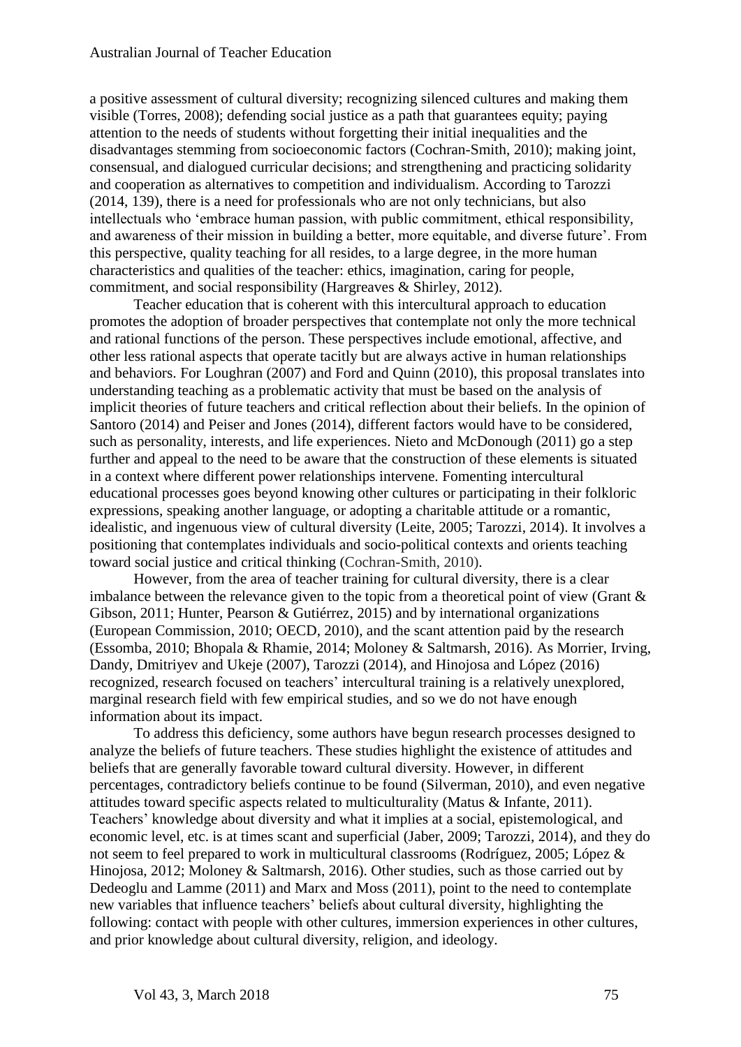a positive assessment of cultural diversity; recognizing silenced cultures and making them visible (Torres, 2008); defending social justice as a path that guarantees equity; paying attention to the needs of students without forgetting their initial inequalities and the disadvantages stemming from socioeconomic factors (Cochran-Smith, 2010); making joint, consensual, and dialogued curricular decisions; and strengthening and practicing solidarity and cooperation as alternatives to competition and individualism. According to Tarozzi (2014, 139), there is a need for professionals who are not only technicians, but also intellectuals who 'embrace human passion, with public commitment, ethical responsibility, and awareness of their mission in building a better, more equitable, and diverse future'. From this perspective, quality teaching for all resides, to a large degree, in the more human characteristics and qualities of the teacher: ethics, imagination, caring for people, commitment, and social responsibility (Hargreaves & Shirley, 2012).

Teacher education that is coherent with this intercultural approach to education promotes the adoption of broader perspectives that contemplate not only the more technical and rational functions of the person. These perspectives include emotional, affective, and other less rational aspects that operate tacitly but are always active in human relationships and behaviors. For Loughran (2007) and Ford and Quinn (2010), this proposal translates into understanding teaching as a problematic activity that must be based on the analysis of implicit theories of future teachers and critical reflection about their beliefs. In the opinion of Santoro (2014) and Peiser and Jones (2014), different factors would have to be considered, such as personality, interests, and life experiences. Nieto and McDonough (2011) go a step further and appeal to the need to be aware that the construction of these elements is situated in a context where different power relationships intervene. Fomenting intercultural educational processes goes beyond knowing other cultures or participating in their folkloric expressions, speaking another language, or adopting a charitable attitude or a romantic, idealistic, and ingenuous view of cultural diversity (Leite, 2005; Tarozzi, 2014). It involves a positioning that contemplates individuals and socio-political contexts and orients teaching toward social justice and critical thinking (Cochran-Smith, 2010).

However, from the area of teacher training for cultural diversity, there is a clear imbalance between the relevance given to the topic from a theoretical point of view (Grant & Gibson, 2011; Hunter, Pearson & Gutiérrez, 2015) and by international organizations (European Commission, 2010; OECD, 2010), and the scant attention paid by the research (Essomba, 2010; Bhopala & Rhamie, 2014; Moloney & Saltmarsh, 2016). As Morrier, Irving, Dandy, Dmitriyev and Ukeje (2007), Tarozzi (2014), and Hinojosa and López (2016) recognized, research focused on teachers' intercultural training is a relatively unexplored, marginal research field with few empirical studies, and so we do not have enough information about its impact.

To address this deficiency, some authors have begun research processes designed to analyze the beliefs of future teachers. These studies highlight the existence of attitudes and beliefs that are generally favorable toward cultural diversity. However, in different percentages, contradictory beliefs continue to be found (Silverman, 2010), and even negative attitudes toward specific aspects related to multiculturality (Matus & Infante, 2011). Teachers' knowledge about diversity and what it implies at a social, epistemological, and economic level, etc. is at times scant and superficial (Jaber, 2009; Tarozzi, 2014), and they do not seem to feel prepared to work in multicultural classrooms (Rodríguez, 2005; López & Hinojosa, 2012; Moloney & Saltmarsh, 2016). Other studies, such as those carried out by Dedeoglu and Lamme (2011) and Marx and Moss (2011), point to the need to contemplate new variables that influence teachers' beliefs about cultural diversity, highlighting the following: contact with people with other cultures, immersion experiences in other cultures, and prior knowledge about cultural diversity, religion, and ideology.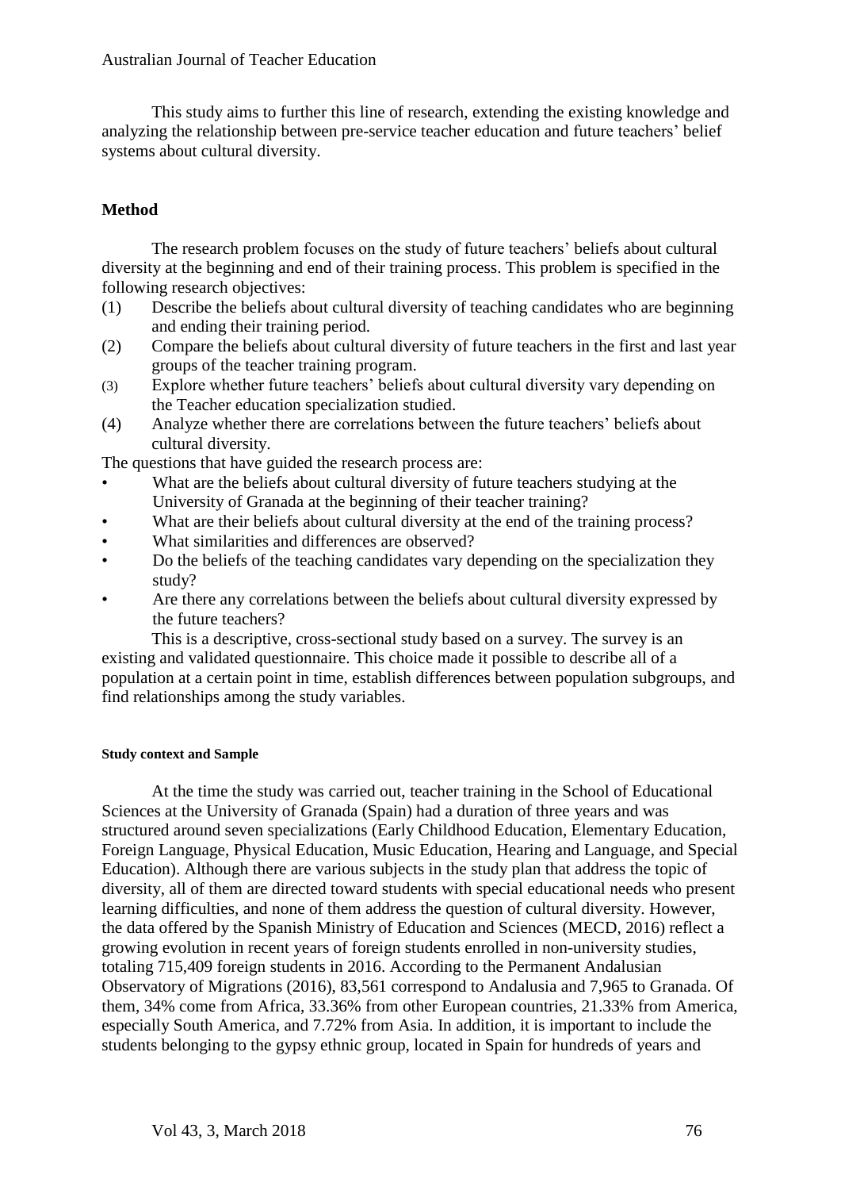This study aims to further this line of research, extending the existing knowledge and analyzing the relationship between pre-service teacher education and future teachers' belief systems about cultural diversity.

## Method

The research problem focuses on the study of future teachers' beliefs about cultural diversity at the beginning and end of their training process. This problem is specified in the following research objectives:

(1) Describe the beliefs about cultural diversity of teaching candidates who are beginning and ending their training period.
(2) Compare the beliefs about cultural diversity of future teachers in the first and last year groups of the teacher training program.
(3) Explore whether future teachers' beliefs about cultural diversity vary depending on the Teacher education specialization studied.
(4) Analyze whether there are correlations between the future teachers' beliefs about cultural diversity.

The questions that have guided the research process are:

- What are the beliefs about cultural diversity of future teachers studying at the University of Granada at the beginning of their teacher training?
- What are their beliefs about cultural diversity at the end of the training process?
- What similarities and differences are observed?
- Do the beliefs of the teaching candidates vary depending on the specialization they study?
- Are there any correlations between the beliefs about cultural diversity expressed by the future teachers?

This is a descriptive, cross-sectional study based on a survey. The survey is an existing and validated questionnaire. This choice made it possible to describe all of a population at a certain point in time, establish differences between population subgroups, and find relationships among the study variables.

#### Study context and Sample

At the time the study was carried out, teacher training in the School of Educational Sciences at the University of Granada (Spain) had a duration of three years and was structured around seven specializations (Early Childhood Education, Elementary Education, Foreign Language, Physical Education, Music Education, Hearing and Language, and Special Education). Although there are various subjects in the study plan that address the topic of diversity, all of them are directed toward students with special educational needs who present learning difficulties, and none of them address the question of cultural diversity. However, the data offered by the Spanish Ministry of Education and Sciences (MECD, 2016) reflect a growing evolution in recent years of foreign students enrolled in non-university studies, totaling 715,409 foreign students in 2016. According to the Permanent Andalusian Observatory of Migrations (2016), 83,561 correspond to Andalusia and 7,965 to Granada. Of them, 34% come from Africa, 33.36% from other European countries, 21.33% from America, especially South America, and 7.72% from Asia. In addition, it is important to include the students belonging to the gypsy ethnic group, located in Spain for hundreds of years and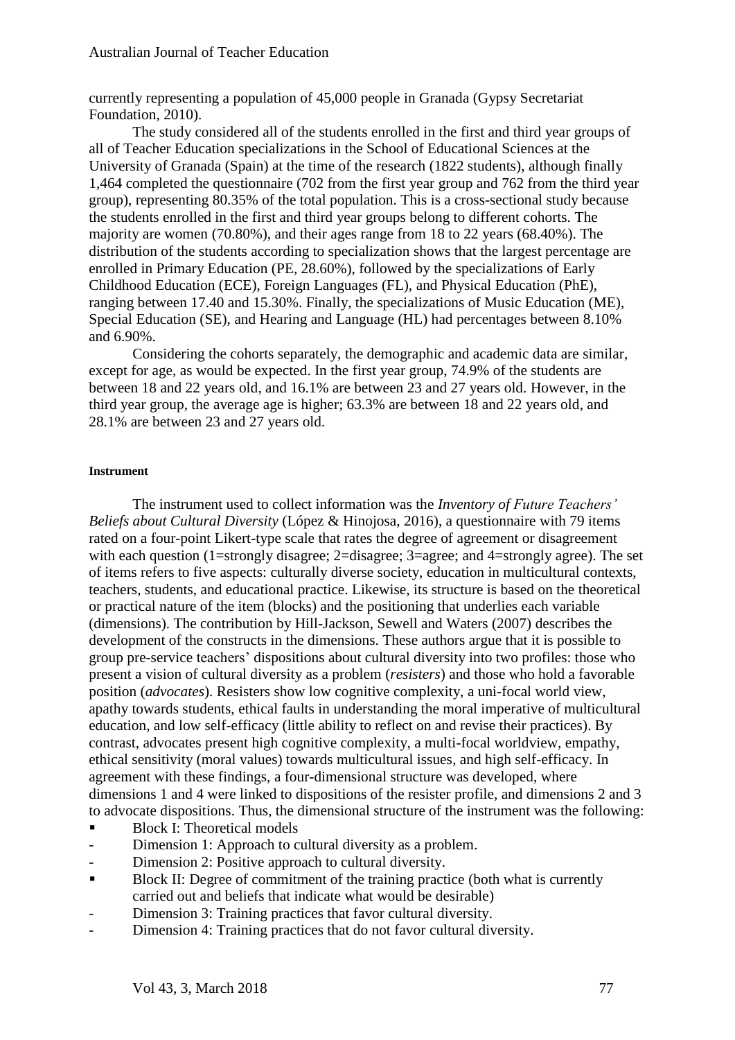currently representing a population of 45,000 people in Granada (Gypsy Secretariat Foundation, 2010).

The study considered all of the students enrolled in the first and third year groups of all of Teacher Education specializations in the School of Educational Sciences at the University of Granada (Spain) at the time of the research (1822 students), although finally 1,464 completed the questionnaire (702 from the first year group and 762 from the third year group), representing 80.35% of the total population. This is a cross-sectional study because the students enrolled in the first and third year groups belong to different cohorts. The majority are women (70.80%), and their ages range from 18 to 22 years (68.40%). The distribution of the students according to specialization shows that the largest percentage are enrolled in Primary Education (PE, 28.60%), followed by the specializations of Early Childhood Education (ECE), Foreign Languages (FL), and Physical Education (PhE), ranging between 17.40 and 15.30%. Finally, the specializations of Music Education (ME), Special Education (SE), and Hearing and Language (HL) had percentages between 8.10% and 6.90%.

Considering the cohorts separately, the demographic and academic data are similar, except for age, as would be expected. In the first year group, 74.9% of the students are between 18 and 22 years old, and 16.1% are between 23 and 27 years old. However, in the third year group, the average age is higher; 63.3% are between 18 and 22 years old, and 28.1% are between 23 and 27 years old.

#### Instrument

The instrument used to collect information was the *Inventory of Future Teachers' Beliefs about Cultural Diversity* (López & Hinojosa, 2016), a questionnaire with 79 items rated on a four-point Likert-type scale that rates the degree of agreement or disagreement with each question (1=strongly disagree; 2=disagree; 3=agree; and 4=strongly agree). The set of items refers to five aspects: culturally diverse society, education in multicultural contexts, teachers, students, and educational practice. Likewise, its structure is based on the theoretical or practical nature of the item (blocks) and the positioning that underlies each variable (dimensions). The contribution by Hill-Jackson, Sewell and Waters (2007) describes the development of the constructs in the dimensions. These authors argue that it is possible to group pre-service teachers' dispositions about cultural diversity into two profiles: those who present a vision of cultural diversity as a problem (*resisters*) and those who hold a favorable position (*advocates*). Resisters show low cognitive complexity, a uni-focal world view, apathy towards students, ethical faults in understanding the moral imperative of multicultural education, and low self-efficacy (little ability to reflect on and revise their practices). By contrast, advocates present high cognitive complexity, a multi-focal worldview, empathy, ethical sensitivity (moral values) towards multicultural issues, and high self-efficacy. In agreement with these findings, a four-dimensional structure was developed, where dimensions 1 and 4 were linked to dispositions of the resister profile, and dimensions 2 and 3 to advocate dispositions. Thus, the dimensional structure of the instrument was the following:

- Block I: Theoretical models
  - Dimension 1: Approach to cultural diversity as a problem.
  - Dimension 2: Positive approach to cultural diversity.
- Block II: Degree of commitment of the training practice (both what is currently carried out and beliefs that indicate what would be desirable)
  - Dimension 3: Training practices that favor cultural diversity.
  - Dimension 4: Training practices that do not favor cultural diversity.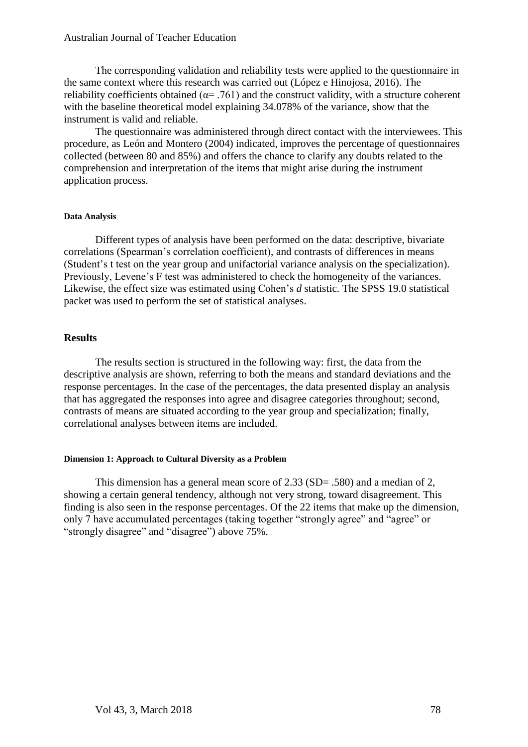The corresponding validation and reliability tests were applied to the questionnaire in the same context where this research was carried out (López e Hinojosa, 2016). The reliability coefficients obtained ($\alpha = .761$) and the construct validity, with a structure coherent with the baseline theoretical model explaining 34.078% of the variance, show that the instrument is valid and reliable.

The questionnaire was administered through direct contact with the interviewees. This procedure, as León and Montero (2004) indicated, improves the percentage of questionnaires collected (between 80 and 85%) and offers the chance to clarify any doubts related to the comprehension and interpretation of the items that might arise during the instrument application process.

#### Data Analysis

Different types of analysis have been performed on the data: descriptive, bivariate correlations (Spearman's correlation coefficient), and contrasts of differences in means (Student's t test on the year group and unifactorial variance analysis on the specialization). Previously, Levene's F test was administered to check the homogeneity of the variances. Likewise, the effect size was estimated using Cohen's *d* statistic. The SPSS 19.0 statistical packet was used to perform the set of statistical analyses.

## Results

The results section is structured in the following way: first, the data from the descriptive analysis are shown, referring to both the means and standard deviations and the response percentages. In the case of the percentages, the data presented display an analysis that has aggregated the responses into agree and disagree categories throughout; second, contrasts of means are situated according to the year group and specialization; finally, correlational analyses between items are included.

#### Dimension 1: Approach to Cultural Diversity as a Problem

This dimension has a general mean score of 2.33 (SD= .580) and a median of 2, showing a certain general tendency, although not very strong, toward disagreement. This finding is also seen in the response percentages. Of the 22 items that make up the dimension, only 7 have accumulated percentages (taking together "strongly agree" and "agree" or "strongly disagree" and "disagree") above 75%.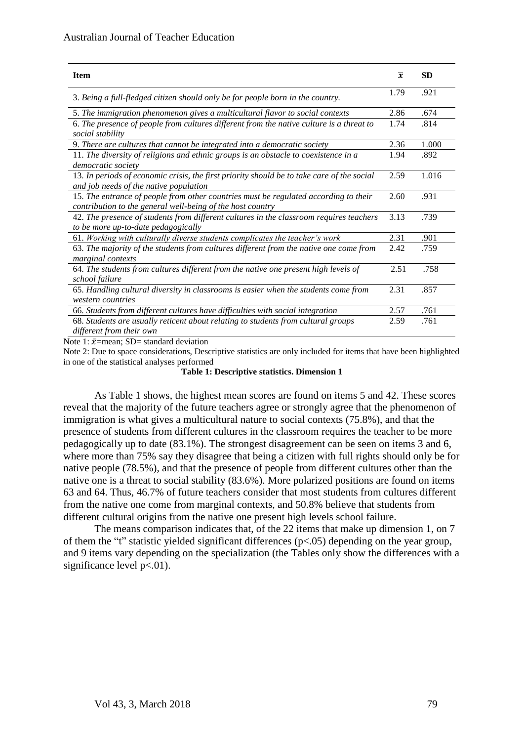| Item | $\bar{x}$ | SD |
|---|---|---|
| 3. *Being a full-fledged citizen should only be for people born in the country.* | 1.79 | .921 |
| 5. *The immigration phenomenon gives a multicultural flavor to social contexts* | 2.86 | .674 |
| 6. *The presence of people from cultures different from the native culture is a threat to social stability* | 1.74 | .814 |
| 9. *There are cultures that cannot be integrated into a democratic society* | 2.36 | 1.000 |
| 11. *The diversity of religions and ethnic groups is an obstacle to coexistence in a democratic society* | 1.94 | .892 |
| 13. *In periods of economic crisis, the first priority should be to take care of the social and job needs of the native population* | 2.59 | 1.016 |
| 15. *The entrance of people from other countries must be regulated according to their contribution to the general well-being of the host country* | 2.60 | .931 |
| 42. *The presence of students from different cultures in the classroom requires teachers to be more up-to-date pedagogically* | 3.13 | .739 |
| 61. *Working with culturally diverse students complicates the teacher's work* | 2.31 | .901 |
| 63. *The majority of the students from cultures different from the native one come from marginal contexts* | 2.42 | .759 |
| 64. *The students from cultures different from the native one present high levels of school failure* | 2.51 | .758 |
| 65. *Handling cultural diversity in classrooms is easier when the students come from western countries* | 2.31 | .857 |
| 66. *Students from different cultures have difficulties with social integration* | 2.57 | .761 |
| 68. *Students are usually reticent about relating to students from cultural groups different from their own* | 2.59 | .761 |

Note 1: $\bar{x}$=mean; SD= standard deviation

Note 2: Due to space considerations, Descriptive statistics are only included for items that have been highlighted in one of the statistical analyses performed

**Table 1: Descriptive statistics. Dimension 1**

As Table 1 shows, the highest mean scores are found on items 5 and 42. These scores reveal that the majority of the future teachers agree or strongly agree that the phenomenon of immigration is what gives a multicultural nature to social contexts (75.8%), and that the presence of students from different cultures in the classroom requires the teacher to be more pedagogically up to date (83.1%). The strongest disagreement can be seen on items 3 and 6, where more than 75% say they disagree that being a citizen with full rights should only be for native people (78.5%), and that the presence of people from different cultures other than the native one is a threat to social stability (83.6%). More polarized positions are found on items 63 and 64. Thus, 46.7% of future teachers consider that most students from cultures different from the native one come from marginal contexts, and 50.8% believe that students from different cultural origins from the native one present high levels school failure.

The means comparison indicates that, of the 22 items that make up dimension 1, on 7 of them the "t" statistic yielded significant differences ($p<.05$) depending on the year group, and 9 items vary depending on the specialization (the Tables only show the differences with a significance level $p<.01$).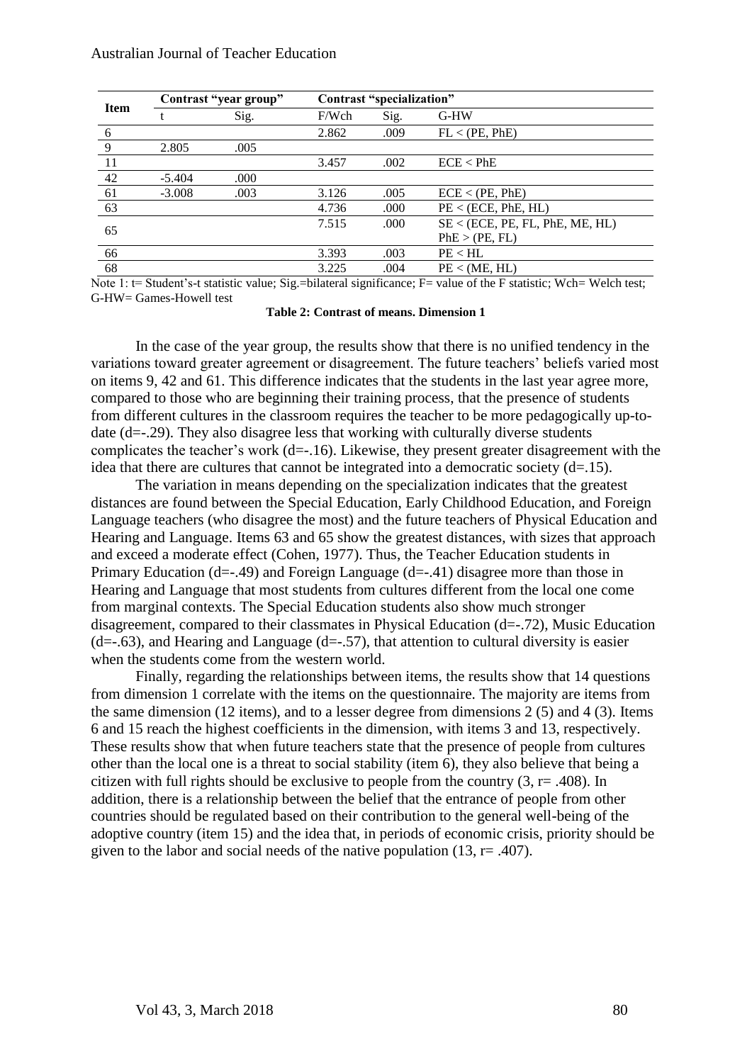| Item | Contrast "year group" | | Contrast "specialization" | | |
|---|---|---|---|---|---|
| | t | Sig. | F/Wch | Sig. | G-HW |
| 6 | | | 2.862 | .009 | FL < (PE, PhE) |
| 9 | 2.805 | .005 | | | |
| 11 | | | 3.457 | .002 | ECE < PhE |
| 42 | -5.404 | .000 | | | |
| 61 | -3.008 | .003 | 3.126 | .005 | ECE < (PE, PhE) |
| 63 | | | 4.736 | .000 | PE < (ECE, PhE, HL) |
| 65 | | | 7.515 | .000 | SE < (ECE, PE, FL, PhE, ME, HL) PhE > (PE, FL) |
| 66 | | | 3.393 | .003 | PE < HL |
| 68 | | | 3.225 | .004 | PE < (ME, HL) |

Note 1: t= Student's-t statistic value; Sig.=bilateral significance; F= value of the F statistic; Wch= Welch test; G-HW= Games-Howell test

**Table 2: Contrast of means. Dimension 1**

In the case of the year group, the results show that there is no unified tendency in the variations toward greater agreement or disagreement. The future teachers' beliefs varied most on items 9, 42 and 61. This difference indicates that the students in the last year agree more, compared to those who are beginning their training process, that the presence of students from different cultures in the classroom requires the teacher to be more pedagogically up-to-date (d=-.29). They also disagree less that working with culturally diverse students complicates the teacher's work (d=-.16). Likewise, they present greater disagreement with the idea that there are cultures that cannot be integrated into a democratic society (d=.15).

The variation in means depending on the specialization indicates that the greatest distances are found between the Special Education, Early Childhood Education, and Foreign Language teachers (who disagree the most) and the future teachers of Physical Education and Hearing and Language. Items 63 and 65 show the greatest distances, with sizes that approach and exceed a moderate effect (Cohen, 1977). Thus, the Teacher Education students in Primary Education (d=-.49) and Foreign Language (d=-.41) disagree more than those in Hearing and Language that most students from cultures different from the local one come from marginal contexts. The Special Education students also show much stronger disagreement, compared to their classmates in Physical Education (d=-.72), Music Education (d=-.63), and Hearing and Language (d=-.57), that attention to cultural diversity is easier when the students come from the western world.

Finally, regarding the relationships between items, the results show that 14 questions from dimension 1 correlate with the items on the questionnaire. The majority are items from the same dimension (12 items), and to a lesser degree from dimensions 2 (5) and 4 (3). Items 6 and 15 reach the highest coefficients in the dimension, with items 3 and 13, respectively. These results show that when future teachers state that the presence of people from cultures other than the local one is a threat to social stability (item 6), they also believe that being a citizen with full rights should be exclusive to people from the country (3, r= .408). In addition, there is a relationship between the belief that the entrance of people from other countries should be regulated based on their contribution to the general well-being of the adoptive country (item 15) and the idea that, in periods of economic crisis, priority should be given to the labor and social needs of the native population (13, r= .407).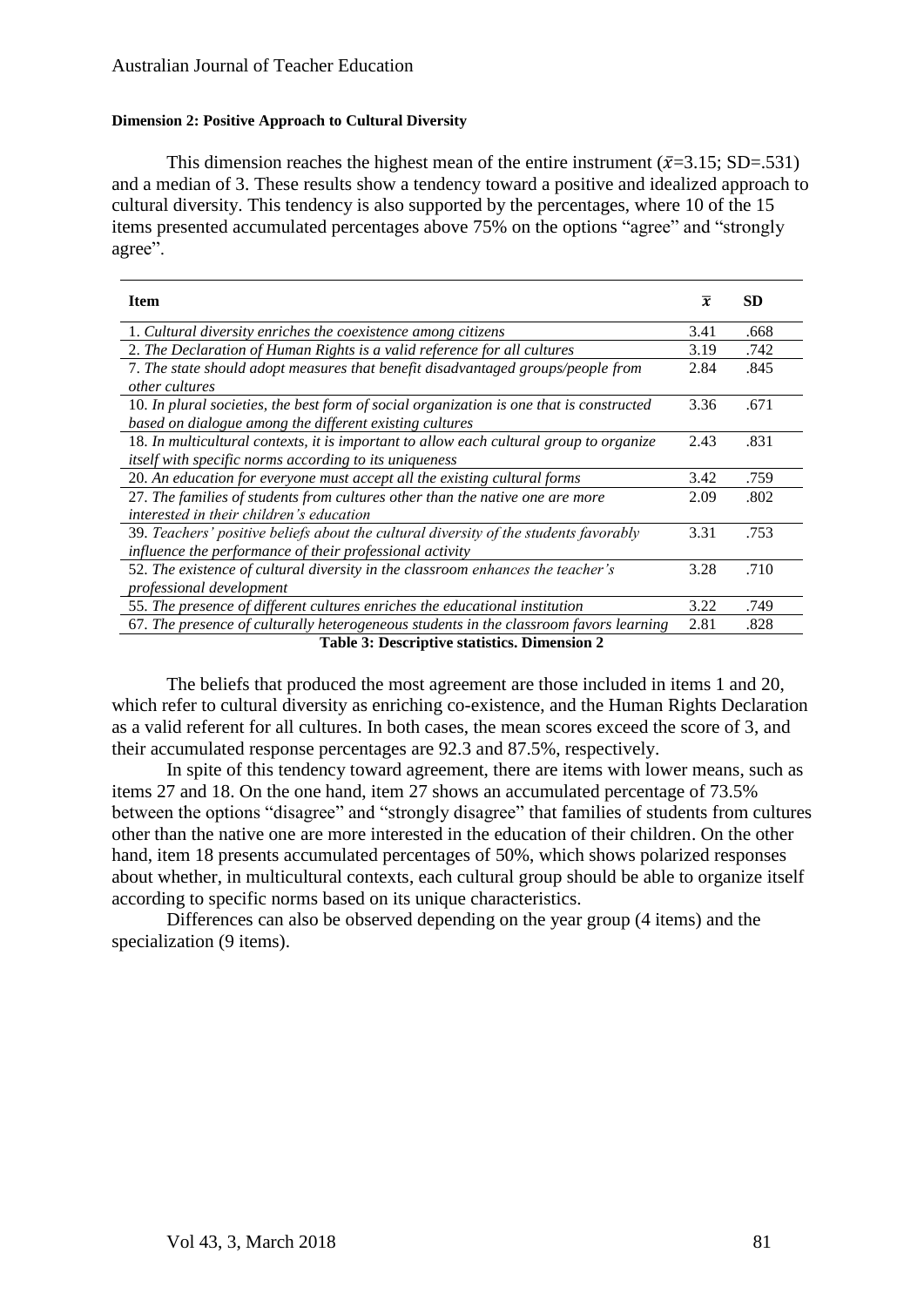**Dimension 2: Positive Approach to Cultural Diversity**

This dimension reaches the highest mean of the entire instrument ($\bar{x}$=3.15; SD=.531) and a median of 3. These results show a tendency toward a positive and idealized approach to cultural diversity. This tendency is also supported by the percentages, where 10 of the 15 items presented accumulated percentages above 75% on the options "agree" and "strongly agree".

| Item | $\bar{x}$ | SD |
|---|---|---|
| 1. *Cultural diversity enriches the coexistence among citizens* | 3.41 | .668 |
| 2. *The Declaration of Human Rights is a valid reference for all cultures* | 3.19 | .742 |
| 7. *The state should adopt measures that benefit disadvantaged groups/people from other cultures* | 2.84 | .845 |
| 10. *In plural societies, the best form of social organization is one that is constructed based on dialogue among the different existing cultures* | 3.36 | .671 |
| 18. *In multicultural contexts, it is important to allow each cultural group to organize itself with specific norms according to its uniqueness* | 2.43 | .831 |
| 20. *An education for everyone must accept all the existing cultural forms* | 3.42 | .759 |
| 27. *The families of students from cultures other than the native one are more interested in their children's education* | 2.09 | .802 |
| 39. *Teachers' positive beliefs about the cultural diversity of the students favorably influence the performance of their professional activity* | 3.31 | .753 |
| 52. *The existence of cultural diversity in the classroom enhances the teacher's professional development* | 3.28 | .710 |
| 55. *The presence of different cultures enriches the educational institution* | 3.22 | .749 |
| 67. *The presence of culturally heterogeneous students in the classroom favors learning* | 2.81 | .828 |

**Table 3: Descriptive statistics. Dimension 2**

The beliefs that produced the most agreement are those included in items 1 and 20, which refer to cultural diversity as enriching co-existence, and the Human Rights Declaration as a valid referent for all cultures. In both cases, the mean scores exceed the score of 3, and their accumulated response percentages are 92.3 and 87.5%, respectively.

In spite of this tendency toward agreement, there are items with lower means, such as items 27 and 18. On the one hand, item 27 shows an accumulated percentage of 73.5% between the options "disagree" and "strongly disagree" that families of students from cultures other than the native one are more interested in the education of their children. On the other hand, item 18 presents accumulated percentages of 50%, which shows polarized responses about whether, in multicultural contexts, each cultural group should be able to organize itself according to specific norms based on its unique characteristics.

Differences can also be observed depending on the year group (4 items) and the specialization (9 items).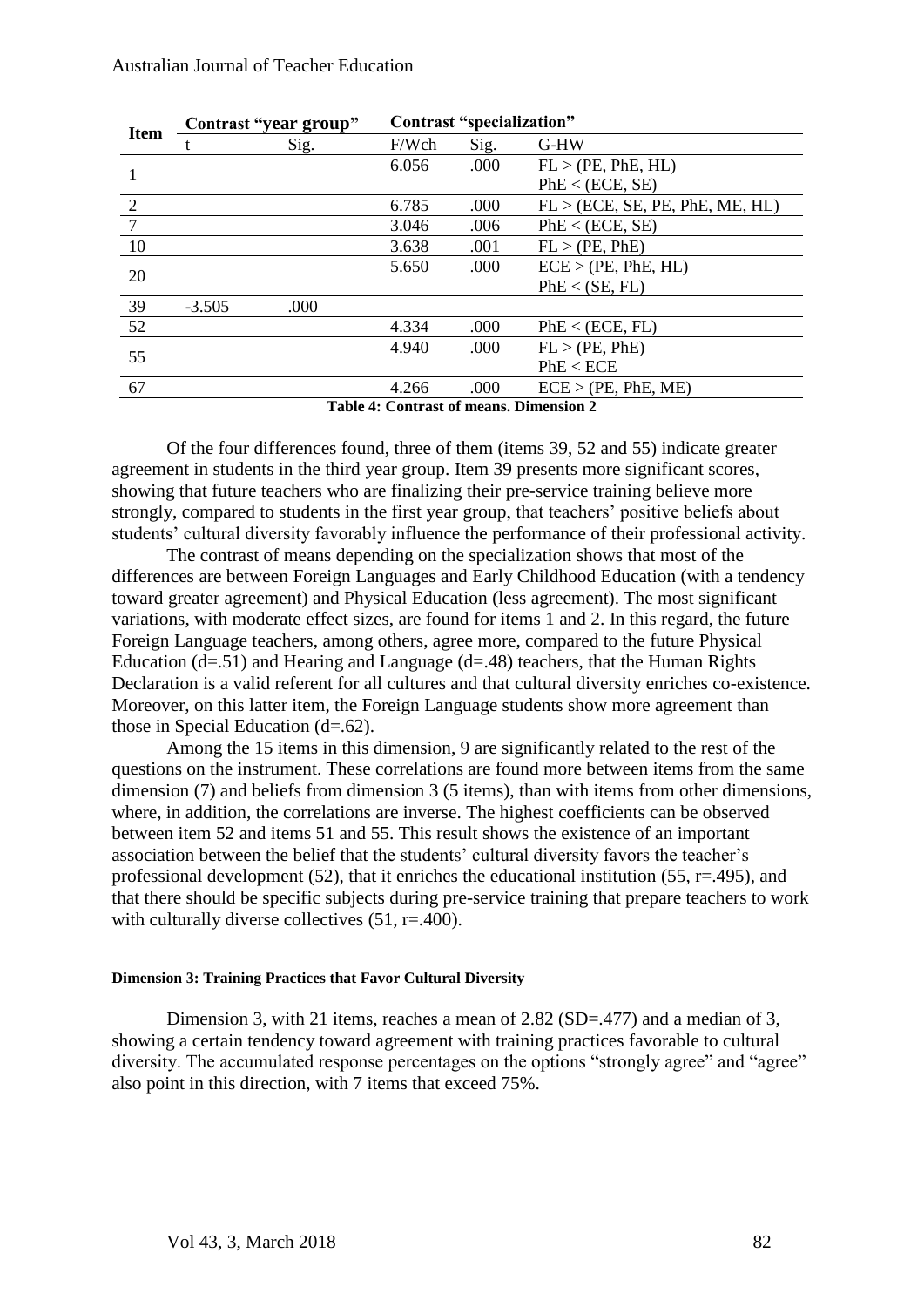| Item | Contrast "year group" | | Contrast "specialization" | | |
|---|---|---|---|---|---|
| | t | Sig. | F/Wch | Sig. | G-HW |
| 1 | | | 6.056 | .000 | FL > (PE, PhE, HL) PhE < (ECE, SE) |
| 2 | | | 6.785 | .000 | FL > (ECE, SE, PE, PhE, ME, HL) |
| 7 | | | 3.046 | .006 | PhE < (ECE, SE) |
| 10 | | | 3.638 | .001 | FL > (PE, PhE) |
| 20 | | | 5.650 | .000 | ECE > (PE, PhE, HL) PhE < (SE, FL) |
| 39 | -3.505 | .000 | | | |
| 52 | | | 4.334 | .000 | PhE < (ECE, FL) |
| 55 | | | 4.940 | .000 | FL > (PE, PhE) PhE < ECE |
| 67 | | | 4.266 | .000 | ECE > (PE, PhE, ME) |

**Table 4: Contrast of means. Dimension 2**

Of the four differences found, three of them (items 39, 52 and 55) indicate greater agreement in students in the third year group. Item 39 presents more significant scores, showing that future teachers who are finalizing their pre-service training believe more strongly, compared to students in the first year group, that teachers' positive beliefs about students' cultural diversity favorably influence the performance of their professional activity.

The contrast of means depending on the specialization shows that most of the differences are between Foreign Languages and Early Childhood Education (with a tendency toward greater agreement) and Physical Education (less agreement). The most significant variations, with moderate effect sizes, are found for items 1 and 2. In this regard, the future Foreign Language teachers, among others, agree more, compared to the future Physical Education (d=.51) and Hearing and Language (d=.48) teachers, that the Human Rights Declaration is a valid referent for all cultures and that cultural diversity enriches co-existence. Moreover, on this latter item, the Foreign Language students show more agreement than those in Special Education (d=.62).

Among the 15 items in this dimension, 9 are significantly related to the rest of the questions on the instrument. These correlations are found more between items from the same dimension (7) and beliefs from dimension 3 (5 items), than with items from other dimensions, where, in addition, the correlations are inverse. The highest coefficients can be observed between item 52 and items 51 and 55. This result shows the existence of an important association between the belief that the students' cultural diversity favors the teacher's professional development (52), that it enriches the educational institution (55, r=.495), and that there should be specific subjects during pre-service training that prepare teachers to work with culturally diverse collectives (51, r=.400).

#### Dimension 3: Training Practices that Favor Cultural Diversity

Dimension 3, with 21 items, reaches a mean of 2.82 (SD=.477) and a median of 3, showing a certain tendency toward agreement with training practices favorable to cultural diversity. The accumulated response percentages on the options "strongly agree" and "agree" also point in this direction, with 7 items that exceed 75%.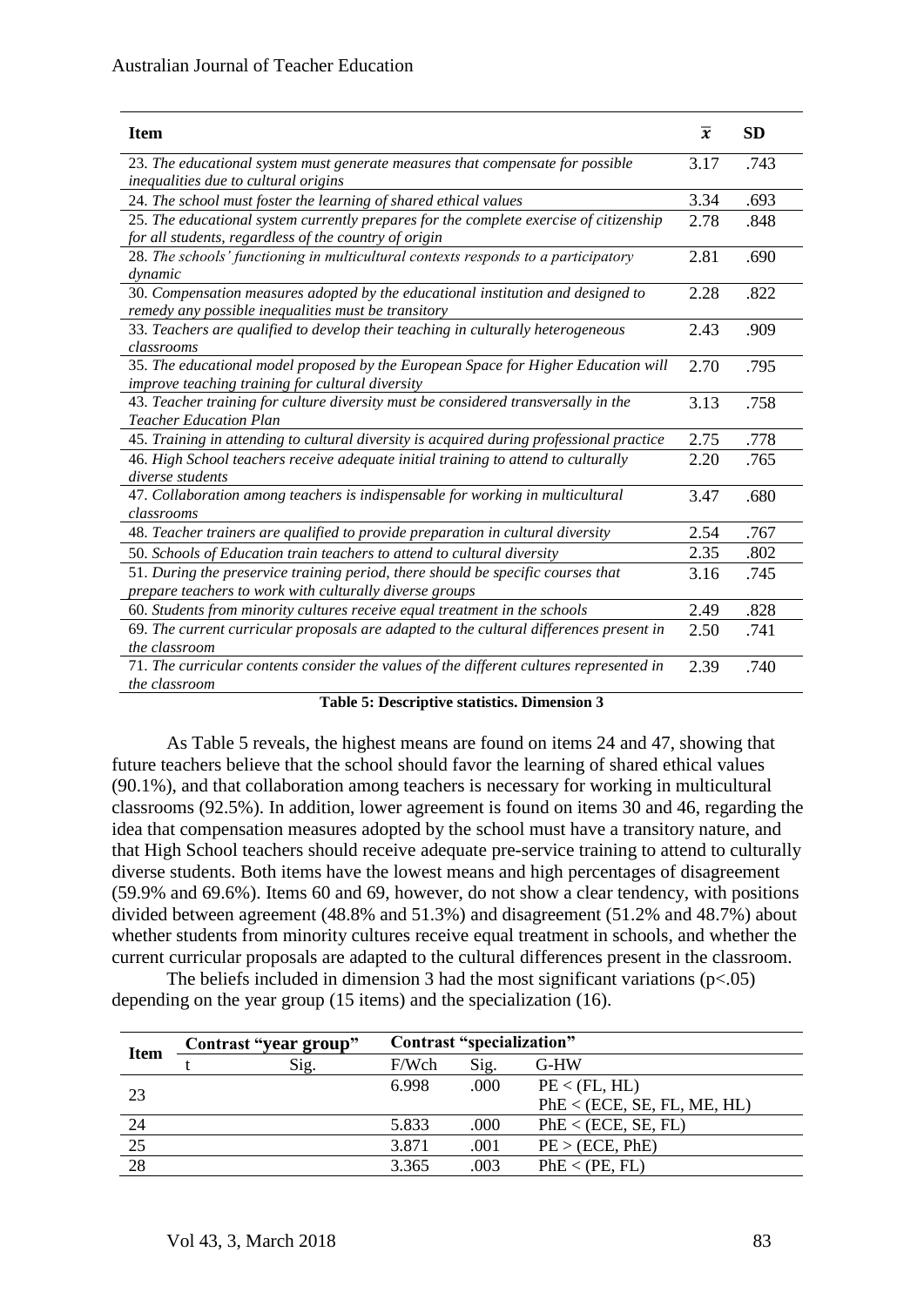| Item | $\bar{x}$ | SD |
|---|---|---|
| 23. *The educational system must generate measures that compensate for possible inequalities due to cultural origins* | 3.17 | .743 |
| 24. *The school must foster the learning of shared ethical values* | 3.34 | .693 |
| 25. *The educational system currently prepares for the complete exercise of citizenship for all students, regardless of the country of origin* | 2.78 | .848 |
| 28. *The schools' functioning in multicultural contexts responds to a participatory dynamic* | 2.81 | .690 |
| 30. *Compensation measures adopted by the educational institution and designed to remedy any possible inequalities must be transitory* | 2.28 | .822 |
| 33. *Teachers are qualified to develop their teaching in culturally heterogeneous classrooms* | 2.43 | .909 |
| 35. *The educational model proposed by the European Space for Higher Education will improve teaching training for cultural diversity* | 2.70 | .795 |
| 43. *Teacher training for culture diversity must be considered transversally in the Teacher Education Plan* | 3.13 | .758 |
| 45. *Training in attending to cultural diversity is acquired during professional practice* | 2.75 | .778 |
| 46. *High School teachers receive adequate initial training to attend to culturally diverse students* | 2.20 | .765 |
| 47. *Collaboration among teachers is indispensable for working in multicultural classrooms* | 3.47 | .680 |
| 48. *Teacher trainers are qualified to provide preparation in cultural diversity* | 2.54 | .767 |
| 50. *Schools of Education train teachers to attend to cultural diversity* | 2.35 | .802 |
| 51. *During the preservice training period, there should be specific courses that prepare teachers to work with culturally diverse groups* | 3.16 | .745 |
| 60. *Students from minority cultures receive equal treatment in the schools* | 2.49 | .828 |
| 69. *The current curricular proposals are adapted to the cultural differences present in the classroom* | 2.50 | .741 |
| 71. *The curricular contents consider the values of the different cultures represented in the classroom* | 2.39 | .740 |

**Table 5: Descriptive statistics. Dimension 3**

As Table 5 reveals, the highest means are found on items 24 and 47, showing that future teachers believe that the school should favor the learning of shared ethical values (90.1%), and that collaboration among teachers is necessary for working in multicultural classrooms (92.5%). In addition, lower agreement is found on items 30 and 46, regarding the idea that compensation measures adopted by the school must have a transitory nature, and that High School teachers should receive adequate pre-service training to attend to culturally diverse students. Both items have the lowest means and high percentages of disagreement (59.9% and 69.6%). Items 60 and 69, however, do not show a clear tendency, with positions divided between agreement (48.8% and 51.3%) and disagreement (51.2% and 48.7%) about whether students from minority cultures receive equal treatment in schools, and whether the current curricular proposals are adapted to the cultural differences present in the classroom.

The beliefs included in dimension 3 had the most significant variations ($p<.05$) depending on the year group (15 items) and the specialization (16).

| Item | Contrast "year group" | | Contrast "specialization" | | |
|---|---|---|---|---|---|
| | t | Sig. | F/Wch | Sig. | G-HW |
| 23 | | | 6.998 | .000 | PE < (FL, HL)<br>PhE < (ECE, SE, FL, ME, HL) |
| 24 | | | 5.833 | .000 | PhE < (ECE, SE, FL) |
| 25 | | | 3.871 | .001 | PE > (ECE, PhE) |
| 28 | | | 3.365 | .003 | PhE < (PE, FL) |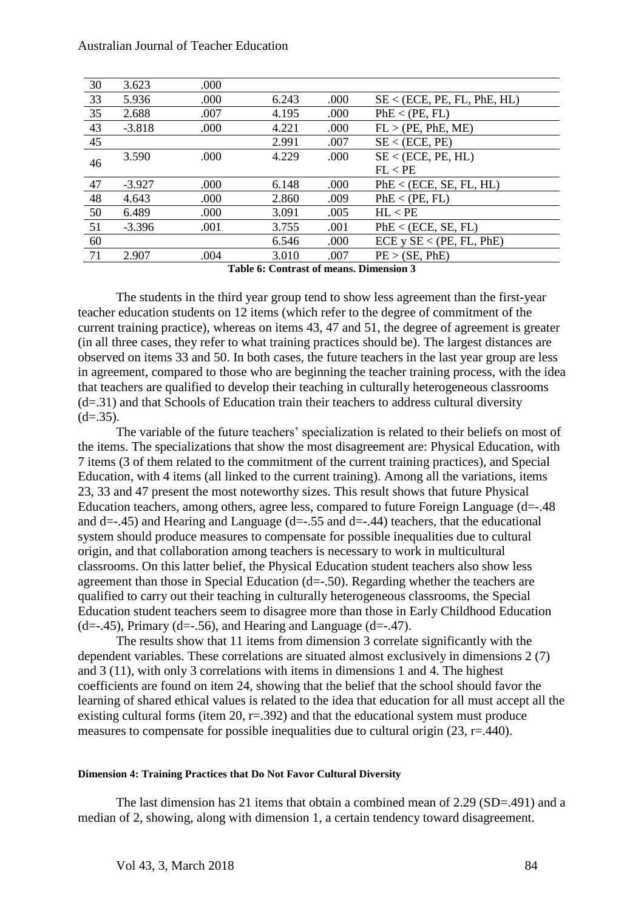| 30 | 3.623 | .000 | | | |
|---|---|---|---|---|---|
| 33 | 5.936 | .000 | 6.243 | .000 | SE < (ECE, PE, FL, PhE, HL) |
| 35 | 2.688 | .007 | 4.195 | .000 | PhE < (PE, FL) |
| 43 | -3.818 | .000 | 4.221 | .000 | FL > (PE, PhE, ME) |
| 45 | | | 2.991 | .007 | SE < (ECE, PE) |
| 46 | 3.590 | .000 | 4.229 | .000 | SE < (ECE, PE, HL)<br>FL < PE |
| 47 | -3.927 | .000 | 6.148 | .000 | PhE < (ECE, SE, FL, HL) |
| 48 | 4.643 | .000 | 2.860 | .009 | PhE < (PE, FL) |
| 50 | 6.489 | .000 | 3.091 | .005 | HL < PE |
| 51 | -3.396 | .001 | 3.755 | .001 | PhE < (ECE, SE, FL) |
| 60 | | | 6.546 | .000 | ECE y SE < (PE, FL, PhE) |
| 71 | 2.907 | .004 | 3.010 | .007 | PE > (SE, PhE) |

**Table 6: Contrast of means. Dimension 3**

The students in the third year group tend to show less agreement than the first-year teacher education students on 12 items (which refer to the degree of commitment of the current training practice), whereas on items 43, 47 and 51, the degree of agreement is greater (in all three cases, they refer to what training practices should be). The largest distances are observed on items 33 and 50. In both cases, the future teachers in the last year group are less in agreement, compared to those who are beginning the teacher training process, with the idea that teachers are qualified to develop their teaching in culturally heterogeneous classrooms (d=.31) and that Schools of Education train their teachers to address cultural diversity (d=.35).

The variable of the future teachers' specialization is related to their beliefs on most of the items. The specializations that show the most disagreement are: Physical Education, with 7 items (3 of them related to the commitment of the current training practices), and Special Education, with 4 items (all linked to the current training). Among all the variations, items 23, 33 and 47 present the most noteworthy sizes. This result shows that future Physical Education teachers, among others, agree less, compared to future Foreign Language (d=-.48 and d=-.45) and Hearing and Language (d=-.55 and d=-.44) teachers, that the educational system should produce measures to compensate for possible inequalities due to cultural origin, and that collaboration among teachers is necessary to work in multicultural classrooms. On this latter belief, the Physical Education student teachers also show less agreement than those in Special Education (d=-.50). Regarding whether the teachers are qualified to carry out their teaching in culturally heterogeneous classrooms, the Special Education student teachers seem to disagree more than those in Early Childhood Education (d=-.45), Primary (d=-.56), and Hearing and Language (d=-.47).

The results show that 11 items from dimension 3 correlate significantly with the dependent variables. These correlations are situated almost exclusively in dimensions 2 (7) and 3 (11), with only 3 correlations with items in dimensions 1 and 4. The highest coefficients are found on item 24, showing that the belief that the school should favor the learning of shared ethical values is related to the idea that education for all must accept all the existing cultural forms (item 20, r=.392) and that the educational system must produce measures to compensate for possible inequalities due to cultural origin (23, r=.440).

#### Dimension 4: Training Practices that Do Not Favor Cultural Diversity

The last dimension has 21 items that obtain a combined mean of 2.29 (SD=.491) and a median of 2, showing, along with dimension 1, a certain tendency toward disagreement.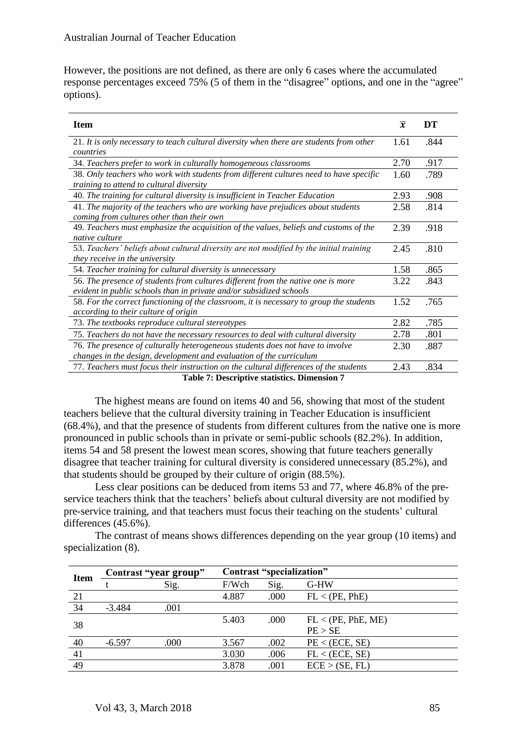However, the positions are not defined, as there are only 6 cases where the accumulated response percentages exceed 75% (5 of them in the "disagree" options, and one in the "agree" options).

| Item | $\bar{x}$ | DT |
|---|---|---|
| 21. *It is only necessary to teach cultural diversity when there are students from other countries* | 1.61 | .844 |
| 34. *Teachers prefer to work in culturally homogeneous classrooms* | 2.70 | .917 |
| 38. *Only teachers who work with students from different cultures need to have specific training to attend to cultural diversity* | 1.60 | .789 |
| 40. *The training for cultural diversity is insufficient in Teacher Education* | 2.93 | .908 |
| 41. *The majority of the teachers who are working have prejudices about students coming from cultures other than their own* | 2.58 | .814 |
| 49. *Teachers must emphasize the acquisition of the values, beliefs and customs of the native culture* | 2.39 | .918 |
| 53. *Teachers' beliefs about cultural diversity are not modified by the initial training they receive in the university* | 2.45 | .810 |
| 54. *Teacher training for cultural diversity is unnecessary* | 1.58 | .865 |
| 56. *The presence of students from cultures different from the native one is more evident in public schools than in private and/or subsidized schools* | 3.22 | .843 |
| 58. *For the correct functioning of the classroom, it is necessary to group the students according to their culture of origin* | 1.52 | .765 |
| 73. *The textbooks reproduce cultural stereotypes* | 2.82 | .785 |
| 75. *Teachers do not have the necessary resources to deal with cultural diversity* | 2.78 | .801 |
| 76. *The presence of culturally heterogeneous students does not have to involve changes in the design, development and evaluation of the curriculum* | 2.30 | .887 |
| 77. *Teachers must focus their instruction on the cultural differences of the students* | 2.43 | .834 |

**Table 7: Descriptive statistics. Dimension 7**

The highest means are found on items 40 and 56, showing that most of the student teachers believe that the cultural diversity training in Teacher Education is insufficient (68.4%), and that the presence of students from different cultures from the native one is more pronounced in public schools than in private or semi-public schools (82.2%). In addition, items 54 and 58 present the lowest mean scores, showing that future teachers generally disagree that teacher training for cultural diversity is considered unnecessary (85.2%), and that students should be grouped by their culture of origin (88.5%).

Less clear positions can be deduced from items 53 and 77, where 46.8% of the pre-service teachers think that the teachers' beliefs about cultural diversity are not modified by pre-service training, and that teachers must focus their teaching on the students' cultural differences (45.6%).

The contrast of means shows differences depending on the year group (10 items) and specialization (8).

| Item | Contrast "year group" | | Contrast "specialization" | | |
|---|---|---|---|---|---|
| | t | Sig. | F/Wch | Sig. | G-HW |
| 21 | | | 4.887 | .000 | FL < (PE, PhE) |
| 34 | -3.484 | .001 | | | |
| 38 | | | 5.403 | .000 | FL < (PE, PhE, ME)<br>PE > SE |
| 40 | -6.597 | .000 | 3.567 | .002 | PE < (ECE, SE) |
| 41 | | | 3.030 | .006 | FL < (ECE, SE) |
| 49 | | | 3.878 | .001 | ECE > (SE, FL) |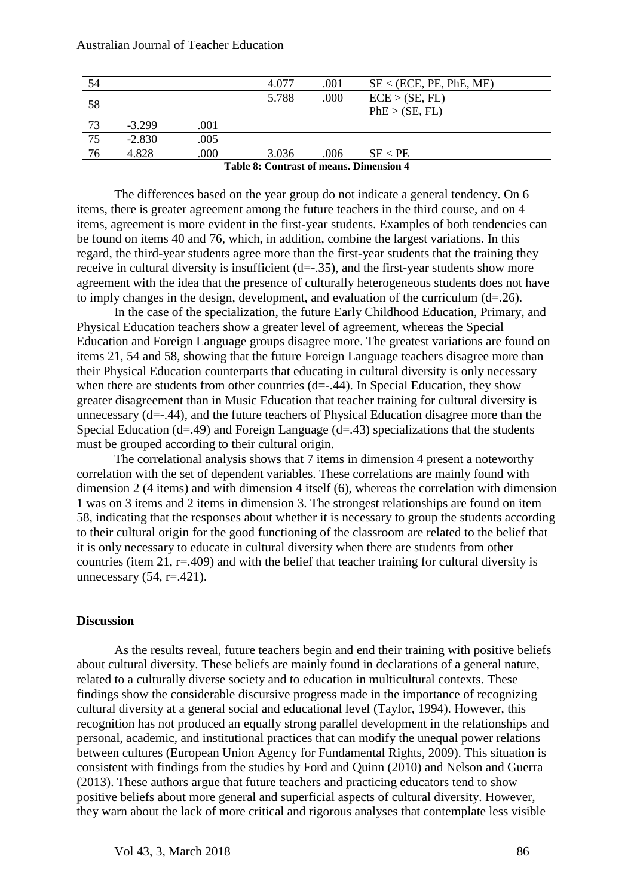| 54 | | | 4.077 | .001 | SE < (ECE, PE, PhE, ME) |
|---|---|---|---|---|---|
| 58 | | | 5.788 | .000 | ECE > (SE, FL)<br>PhE > (SE, FL) |
| 73 | -3.299 | .001 | | | |
| 75 | -2.830 | .005 | | | |
| 76 | 4.828 | .000 | 3.036 | .006 | SE < PE |

**Table 8: Contrast of means. Dimension 4**

The differences based on the year group do not indicate a general tendency. On 6 items, there is greater agreement among the future teachers in the third course, and on 4 items, agreement is more evident in the first-year students. Examples of both tendencies can be found on items 40 and 76, which, in addition, combine the largest variations. In this regard, the third-year students agree more than the first-year students that the training they receive in cultural diversity is insufficient (d=-.35), and the first-year students show more agreement with the idea that the presence of culturally heterogeneous students does not have to imply changes in the design, development, and evaluation of the curriculum (d=.26).

In the case of the specialization, the future Early Childhood Education, Primary, and Physical Education teachers show a greater level of agreement, whereas the Special Education and Foreign Language groups disagree more. The greatest variations are found on items 21, 54 and 58, showing that the future Foreign Language teachers disagree more than their Physical Education counterparts that educating in cultural diversity is only necessary when there are students from other countries (d=-.44). In Special Education, they show greater disagreement than in Music Education that teacher training for cultural diversity is unnecessary (d=-.44), and the future teachers of Physical Education disagree more than the Special Education (d=.49) and Foreign Language (d=.43) specializations that the students must be grouped according to their cultural origin.

The correlational analysis shows that 7 items in dimension 4 present a noteworthy correlation with the set of dependent variables. These correlations are mainly found with dimension 2 (4 items) and with dimension 4 itself (6), whereas the correlation with dimension 1 was on 3 items and 2 items in dimension 3. The strongest relationships are found on item 58, indicating that the responses about whether it is necessary to group the students according to their cultural origin for the good functioning of the classroom are related to the belief that it is only necessary to educate in cultural diversity when there are students from other countries (item 21, r=.409) and with the belief that teacher training for cultural diversity is unnecessary (54, r=.421).

## Discussion

As the results reveal, future teachers begin and end their training with positive beliefs about cultural diversity. These beliefs are mainly found in declarations of a general nature, related to a culturally diverse society and to education in multicultural contexts. These findings show the considerable discursive progress made in the importance of recognizing cultural diversity at a general social and educational level (Taylor, 1994). However, this recognition has not produced an equally strong parallel development in the relationships and personal, academic, and institutional practices that can modify the unequal power relations between cultures (European Union Agency for Fundamental Rights, 2009). This situation is consistent with findings from the studies by Ford and Quinn (2010) and Nelson and Guerra (2013). These authors argue that future teachers and practicing educators tend to show positive beliefs about more general and superficial aspects of cultural diversity. However, they warn about the lack of more critical and rigorous analyses that contemplate less visible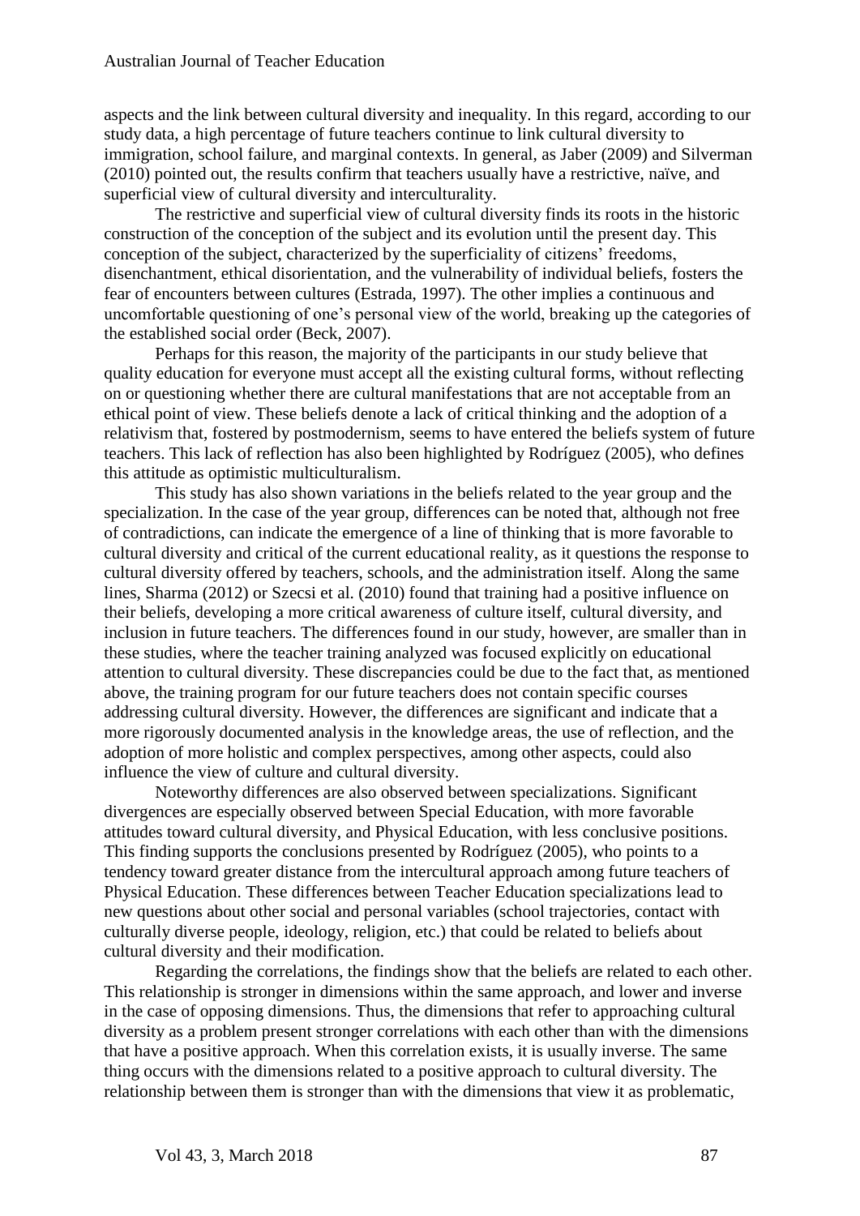aspects and the link between cultural diversity and inequality. In this regard, according to our study data, a high percentage of future teachers continue to link cultural diversity to immigration, school failure, and marginal contexts. In general, as Jaber (2009) and Silverman (2010) pointed out, the results confirm that teachers usually have a restrictive, naïve, and superficial view of cultural diversity and interculturality.

The restrictive and superficial view of cultural diversity finds its roots in the historic construction of the conception of the subject and its evolution until the present day. This conception of the subject, characterized by the superficiality of citizens' freedoms, disenchantment, ethical disorientation, and the vulnerability of individual beliefs, fosters the fear of encounters between cultures (Estrada, 1997). The other implies a continuous and uncomfortable questioning of one's personal view of the world, breaking up the categories of the established social order (Beck, 2007).

Perhaps for this reason, the majority of the participants in our study believe that quality education for everyone must accept all the existing cultural forms, without reflecting on or questioning whether there are cultural manifestations that are not acceptable from an ethical point of view. These beliefs denote a lack of critical thinking and the adoption of a relativism that, fostered by postmodernism, seems to have entered the beliefs system of future teachers. This lack of reflection has also been highlighted by Rodríguez (2005), who defines this attitude as optimistic multiculturalism.

This study has also shown variations in the beliefs related to the year group and the specialization. In the case of the year group, differences can be noted that, although not free of contradictions, can indicate the emergence of a line of thinking that is more favorable to cultural diversity and critical of the current educational reality, as it questions the response to cultural diversity offered by teachers, schools, and the administration itself. Along the same lines, Sharma (2012) or Szecsi et al. (2010) found that training had a positive influence on their beliefs, developing a more critical awareness of culture itself, cultural diversity, and inclusion in future teachers. The differences found in our study, however, are smaller than in these studies, where the teacher training analyzed was focused explicitly on educational attention to cultural diversity. These discrepancies could be due to the fact that, as mentioned above, the training program for our future teachers does not contain specific courses addressing cultural diversity. However, the differences are significant and indicate that a more rigorously documented analysis in the knowledge areas, the use of reflection, and the adoption of more holistic and complex perspectives, among other aspects, could also influence the view of culture and cultural diversity.

Noteworthy differences are also observed between specializations. Significant divergences are especially observed between Special Education, with more favorable attitudes toward cultural diversity, and Physical Education, with less conclusive positions. This finding supports the conclusions presented by Rodríguez (2005), who points to a tendency toward greater distance from the intercultural approach among future teachers of Physical Education. These differences between Teacher Education specializations lead to new questions about other social and personal variables (school trajectories, contact with culturally diverse people, ideology, religion, etc.) that could be related to beliefs about cultural diversity and their modification.

Regarding the correlations, the findings show that the beliefs are related to each other. This relationship is stronger in dimensions within the same approach, and lower and inverse in the case of opposing dimensions. Thus, the dimensions that refer to approaching cultural diversity as a problem present stronger correlations with each other than with the dimensions that have a positive approach. When this correlation exists, it is usually inverse. The same thing occurs with the dimensions related to a positive approach to cultural diversity. The relationship between them is stronger than with the dimensions that view it as problematic,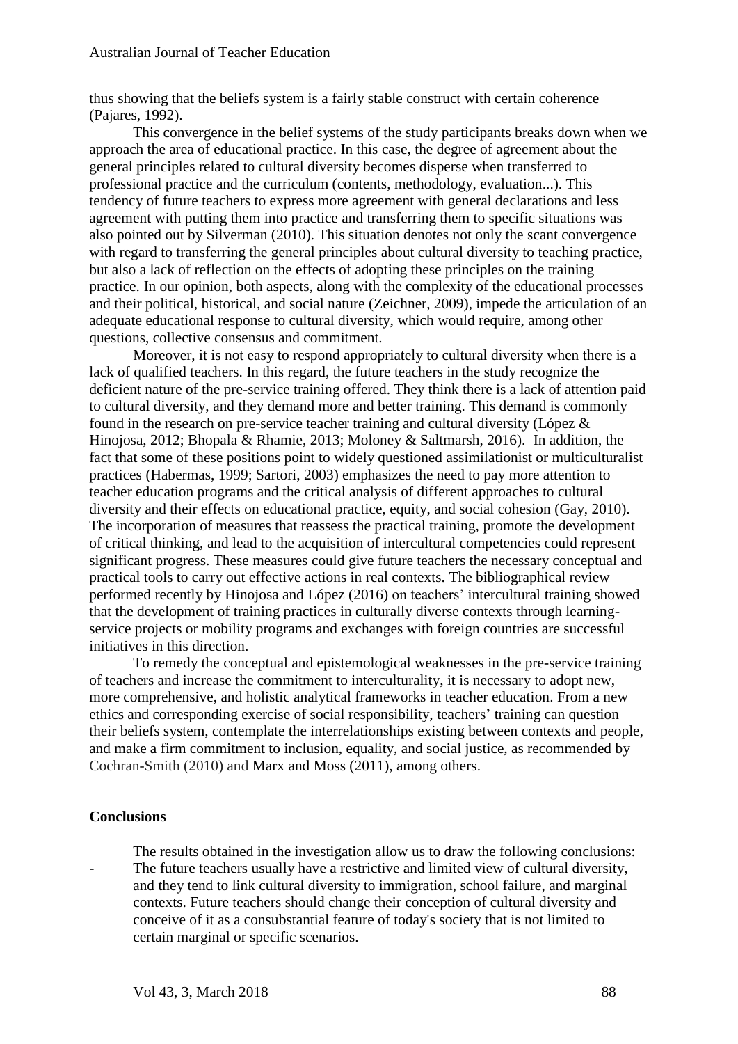thus showing that the beliefs system is a fairly stable construct with certain coherence (Pajares, 1992).

This convergence in the belief systems of the study participants breaks down when we approach the area of educational practice. In this case, the degree of agreement about the general principles related to cultural diversity becomes disperse when transferred to professional practice and the curriculum (contents, methodology, evaluation...). This tendency of future teachers to express more agreement with general declarations and less agreement with putting them into practice and transferring them to specific situations was also pointed out by Silverman (2010). This situation denotes not only the scant convergence with regard to transferring the general principles about cultural diversity to teaching practice, but also a lack of reflection on the effects of adopting these principles on the training practice. In our opinion, both aspects, along with the complexity of the educational processes and their political, historical, and social nature (Zeichner, 2009), impede the articulation of an adequate educational response to cultural diversity, which would require, among other questions, collective consensus and commitment.

Moreover, it is not easy to respond appropriately to cultural diversity when there is a lack of qualified teachers. In this regard, the future teachers in the study recognize the deficient nature of the pre-service training offered. They think there is a lack of attention paid to cultural diversity, and they demand more and better training. This demand is commonly found in the research on pre-service teacher training and cultural diversity (López & Hinojosa, 2012; Bhopala & Rhamie, 2013; Moloney & Saltmarsh, 2016). In addition, the fact that some of these positions point to widely questioned assimilationist or multiculturalist practices (Habermas, 1999; Sartori, 2003) emphasizes the need to pay more attention to teacher education programs and the critical analysis of different approaches to cultural diversity and their effects on educational practice, equity, and social cohesion (Gay, 2010). The incorporation of measures that reassess the practical training, promote the development of critical thinking, and lead to the acquisition of intercultural competencies could represent significant progress. These measures could give future teachers the necessary conceptual and practical tools to carry out effective actions in real contexts. The bibliographical review performed recently by Hinojosa and López (2016) on teachers' intercultural training showed that the development of training practices in culturally diverse contexts through learning-service projects or mobility programs and exchanges with foreign countries are successful initiatives in this direction.

To remedy the conceptual and epistemological weaknesses in the pre-service training of teachers and increase the commitment to interculturality, it is necessary to adopt new, more comprehensive, and holistic analytical frameworks in teacher education. From a new ethics and corresponding exercise of social responsibility, teachers' training can question their beliefs system, contemplate the interrelationships existing between contexts and people, and make a firm commitment to inclusion, equality, and social justice, as recommended by Cochran-Smith (2010) and Marx and Moss (2011), among others.

## Conclusions

The results obtained in the investigation allow us to draw the following conclusions:

- The future teachers usually have a restrictive and limited view of cultural diversity, and they tend to link cultural diversity to immigration, school failure, and marginal contexts. Future teachers should change their conception of cultural diversity and conceive of it as a consubstantial feature of today's society that is not limited to certain marginal or specific scenarios.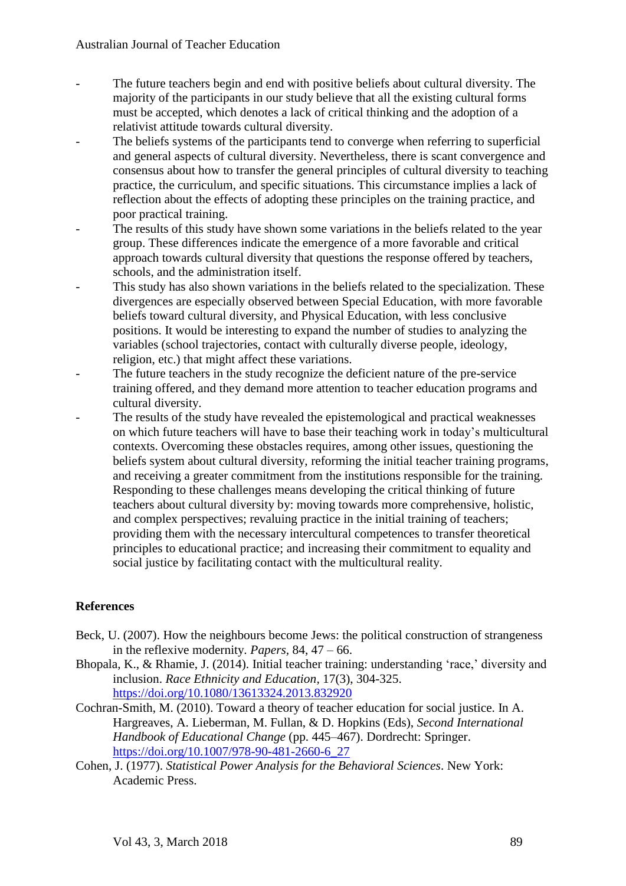- The future teachers begin and end with positive beliefs about cultural diversity. The majority of the participants in our study believe that all the existing cultural forms must be accepted, which denotes a lack of critical thinking and the adoption of a relativist attitude towards cultural diversity.
- The beliefs systems of the participants tend to converge when referring to superficial and general aspects of cultural diversity. Nevertheless, there is scant convergence and consensus about how to transfer the general principles of cultural diversity to teaching practice, the curriculum, and specific situations. This circumstance implies a lack of reflection about the effects of adopting these principles on the training practice, and poor practical training.
- The results of this study have shown some variations in the beliefs related to the year group. These differences indicate the emergence of a more favorable and critical approach towards cultural diversity that questions the response offered by teachers, schools, and the administration itself.
- This study has also shown variations in the beliefs related to the specialization. These divergences are especially observed between Special Education, with more favorable beliefs toward cultural diversity, and Physical Education, with less conclusive positions. It would be interesting to expand the number of studies to analyzing the variables (school trajectories, contact with culturally diverse people, ideology, religion, etc.) that might affect these variations.
- The future teachers in the study recognize the deficient nature of the pre-service training offered, and they demand more attention to teacher education programs and cultural diversity.
- The results of the study have revealed the epistemological and practical weaknesses on which future teachers will have to base their teaching work in today's multicultural contexts. Overcoming these obstacles requires, among other issues, questioning the beliefs system about cultural diversity, reforming the initial teacher training programs, and receiving a greater commitment from the institutions responsible for the training. Responding to these challenges means developing the critical thinking of future teachers about cultural diversity by: moving towards more comprehensive, holistic, and complex perspectives; revaluing practice in the initial training of teachers; providing them with the necessary intercultural competences to transfer theoretical principles to educational practice; and increasing their commitment to equality and social justice by facilitating contact with the multicultural reality.

## References

Beck, U. (2007). How the neighbours become Jews: the political construction of strangeness in the reflexive modernity. *Papers*, 84, 47 – 66.

Bhopala, K., & Rhamie, J. (2014). Initial teacher training: understanding 'race,' diversity and inclusion. *Race Ethnicity and Education*, 17(3), 304-325. https://doi.org/10.1080/13613324.2013.832920

Cochran-Smith, M. (2010). Toward a theory of teacher education for social justice. In A. Hargreaves, A. Lieberman, M. Fullan, & D. Hopkins (Eds), *Second International Handbook of Educational Change* (pp. 445–467). Dordrecht: Springer. https://doi.org/10.1007/978-90-481-2660-6_27

Cohen, J. (1977). *Statistical Power Analysis for the Behavioral Sciences*. New York: Academic Press.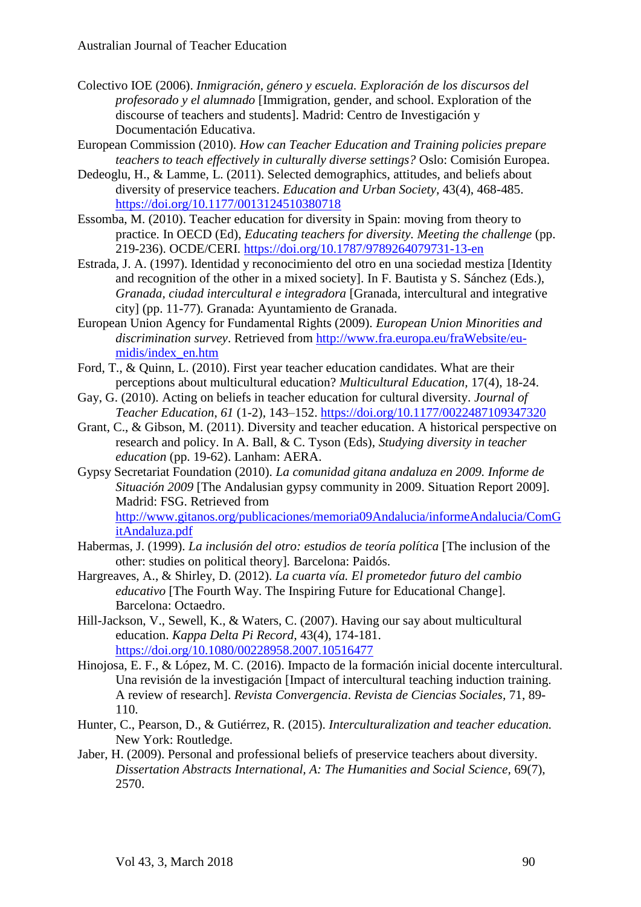Colectivo IOE (2006). *Inmigración, género y escuela. Exploración de los discursos del profesorado y el alumnado* [Immigration, gender, and school. Exploration of the discourse of teachers and students]. Madrid: Centro de Investigación y Documentación Educativa.

European Commission (2010). *How can Teacher Education and Training policies prepare teachers to teach effectively in culturally diverse settings?* Oslo: Comisión Europea.

Dedeoglu, H., & Lamme, L. (2011). Selected demographics, attitudes, and beliefs about diversity of preservice teachers. *Education and Urban Society*, 43(4), 468-485. https://doi.org/10.1177/0013124510380718

Essomba, M. (2010). Teacher education for diversity in Spain: moving from theory to practice. In OECD (Ed), *Educating teachers for diversity. Meeting the challenge* (pp. 219-236). OCDE/CERI. https://doi.org/10.1787/9789264079731-13-en

Estrada, J. A. (1997). Identidad y reconocimiento del otro en una sociedad mestiza [Identity and recognition of the other in a mixed society]. In F. Bautista y S. Sánchez (Eds.), *Granada, ciudad intercultural e integradora* [Granada, intercultural and integrative city] (pp. 11-77). Granada: Ayuntamiento de Granada.

European Union Agency for Fundamental Rights (2009). *European Union Minorities and discrimination survey*. Retrieved from http://www.fra.europa.eu/fraWebsite/eu-midis/index_en.htm

Ford, T., & Quinn, L. (2010). First year teacher education candidates. What are their perceptions about multicultural education? *Multicultural Education*, 17(4), 18-24.

Gay, G. (2010). Acting on beliefs in teacher education for cultural diversity. *Journal of Teacher Education*, *61* (1-2), 143–152. https://doi.org/10.1177/0022487109347320

Grant, C., & Gibson, M. (2011). Diversity and teacher education. A historical perspective on research and policy. In A. Ball, & C. Tyson (Eds), *Studying diversity in teacher education* (pp. 19-62). Lanham: AERA.

Gypsy Secretariat Foundation (2010). *La comunidad gitana andaluza en 2009. Informe de Situación 2009* [The Andalusian gypsy community in 2009. Situation Report 2009]. Madrid: FSG. Retrieved from http://www.gitanos.org/publicaciones/memoria09Andalucia/informeAndalucia/ComGitAndaluza.pdf

Habermas, J. (1999). *La inclusión del otro: estudios de teoría política* [The inclusion of the other: studies on political theory]. Barcelona: Paidós.

Hargreaves, A., & Shirley, D. (2012). *La cuarta vía. El prometedor futuro del cambio educativo* [The Fourth Way. The Inspiring Future for Educational Change]. Barcelona: Octaedro.

Hill-Jackson, V., Sewell, K., & Waters, C. (2007). Having our say about multicultural education. *Kappa Delta Pi Record*, 43(4), 174-181. https://doi.org/10.1080/00228958.2007.10516477

Hinojosa, E. F., & López, M. C. (2016). Impacto de la formación inicial docente intercultural. Una revisión de la investigación [Impact of intercultural teaching induction training. A review of research]. *Revista Convergencia*. *Revista de Ciencias Sociales*, 71, 89-110.

Hunter, C., Pearson, D., & Gutiérrez, R. (2015). *Interculturalization and teacher education.* New York: Routledge.

Jaber, H. (2009). Personal and professional beliefs of preservice teachers about diversity. *Dissertation Abstracts International, A: The Humanities and Social Science*, 69(7), 2570.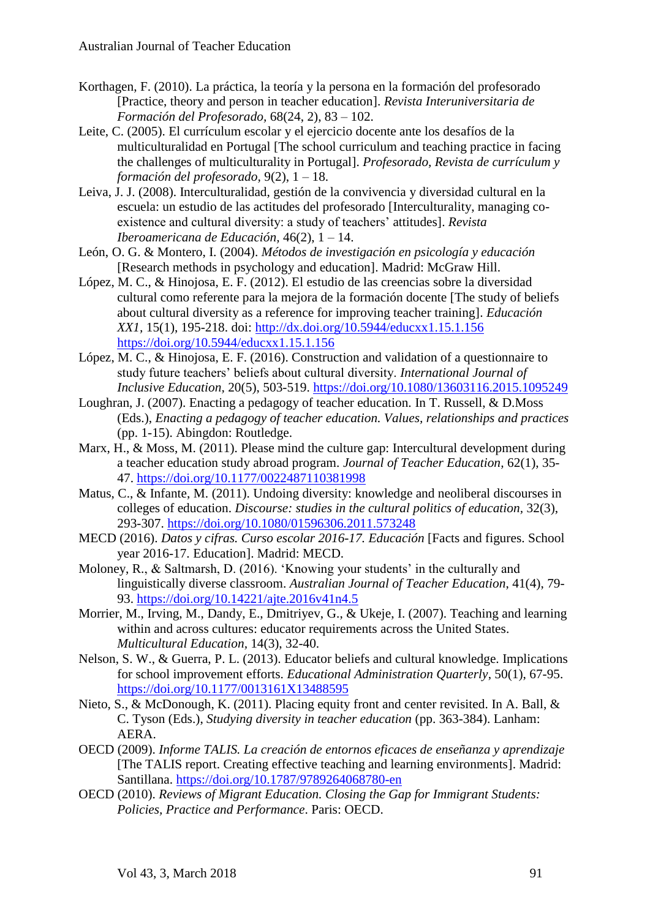Korthagen, F. (2010). La práctica, la teoría y la persona en la formación del profesorado [Practice, theory and person in teacher education]. *Revista Interuniversitaria de Formación del Profesorado*, 68(24, 2), 83 – 102.

Leite, C. (2005). El currículum escolar y el ejercicio docente ante los desafíos de la multiculturalidad en Portugal [The school curriculum and teaching practice in facing the challenges of multiculturality in Portugal]. *Profesorado, Revista de currículum y formación del profesorado*, 9(2), 1 – 18.

Leiva, J. J. (2008). Interculturalidad, gestión de la convivencia y diversidad cultural en la escuela: un estudio de las actitudes del profesorado [Interculturality, managing co-existence and cultural diversity: a study of teachers' attitudes]. *Revista Iberoamericana de Educación*, 46(2), 1 – 14.

León, O. G. & Montero, I. (2004). *Métodos de investigación en psicología y educación* [Research methods in psychology and education]. Madrid: McGraw Hill.

López, M. C., & Hinojosa, E. F. (2012). El estudio de las creencias sobre la diversidad cultural como referente para la mejora de la formación docente [The study of beliefs about cultural diversity as a reference for improving teacher training]. *Educación XX1*, 15(1), 195-218. doi: http://dx.doi.org/10.5944/educxx1.15.1.156 https://doi.org/10.5944/educxx1.15.1.156

López, M. C., & Hinojosa, E. F. (2016). Construction and validation of a questionnaire to study future teachers' beliefs about cultural diversity. *International Journal of Inclusive Education*, 20(5), 503-519. https://doi.org/10.1080/13603116.2015.1095249

Loughran, J. (2007). Enacting a pedagogy of teacher education. In T. Russell, & D.Moss (Eds.), *Enacting a pedagogy of teacher education. Values, relationships and practices* (pp. 1-15). Abingdon: Routledge.

Marx, H., & Moss, M. (2011). Please mind the culture gap: Intercultural development during a teacher education study abroad program. *Journal of Teacher Education*, 62(1), 35-47. https://doi.org/10.1177/0022487110381998

Matus, C., & Infante, M. (2011). Undoing diversity: knowledge and neoliberal discourses in colleges of education. *Discourse: studies in the cultural politics of education*, 32(3), 293-307. https://doi.org/10.1080/01596306.2011.573248

MECD (2016). *Datos y cifras. Curso escolar 2016-17. Educación* [Facts and figures. School year 2016-17. Education]. Madrid: MECD.

Moloney, R., & Saltmarsh, D. (2016). 'Knowing your students' in the culturally and linguistically diverse classroom. *Australian Journal of Teacher Education*, 41(4), 79-93. https://doi.org/10.14221/ajte.2016v41n4.5

Morrier, M., Irving, M., Dandy, E., Dmitriyev, G., & Ukeje, I. (2007). Teaching and learning within and across cultures: educator requirements across the United States. *Multicultural Education*, 14(3), 32-40.

Nelson, S. W., & Guerra, P. L. (2013). Educator beliefs and cultural knowledge. Implications for school improvement efforts. *Educational Administration Quarterly*, 50(1), 67-95. https://doi.org/10.1177/0013161X13488595

Nieto, S., & McDonough, K. (2011). Placing equity front and center revisited. In A. Ball, & C. Tyson (Eds.), *Studying diversity in teacher education* (pp. 363-384). Lanham: AERA.

OECD (2009). *Informe TALIS. La creación de entornos eficaces de enseñanza y aprendizaje* [The TALIS report. Creating effective teaching and learning environments]. Madrid: Santillana. https://doi.org/10.1787/9789264068780-en

OECD (2010). *Reviews of Migrant Education. Closing the Gap for Immigrant Students: Policies, Practice and Performance*. Paris: OECD.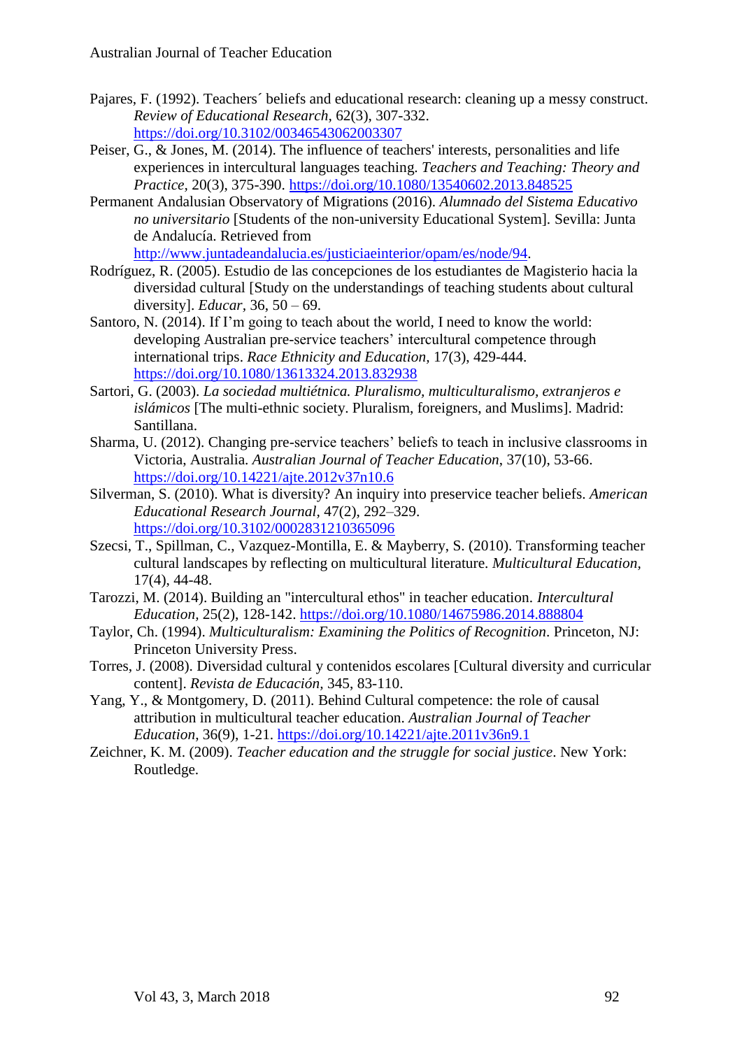Pajares, F. (1992). Teachers´ beliefs and educational research: cleaning up a messy construct. *Review of Educational Research,* 62(3), 307-332. https://doi.org/10.3102/00346543062003307

Peiser, G., & Jones, M. (2014). The influence of teachers' interests, personalities and life experiences in intercultural languages teaching. *Teachers and Teaching: Theory and Practice*, 20(3), 375-390. https://doi.org/10.1080/13540602.2013.848525

Permanent Andalusian Observatory of Migrations (2016). *Alumnado del Sistema Educativo no universitario* [Students of the non-university Educational System]. Sevilla: Junta de Andalucía. Retrieved from http://www.juntadeandalucia.es/justiciaeinterior/opam/es/node/94.

Rodríguez, R. (2005). Estudio de las concepciones de los estudiantes de Magisterio hacia la diversidad cultural [Study on the understandings of teaching students about cultural diversity]. *Educar,* 36, 50 – 69.

Santoro, N. (2014). If I'm going to teach about the world, I need to know the world: developing Australian pre-service teachers' intercultural competence through international trips. *Race Ethnicity and Education*, 17(3), 429-444. https://doi.org/10.1080/13613324.2013.832938

Sartori, G. (2003). *La sociedad multiétnica. Pluralismo, multiculturalismo, extranjeros e islámicos* [The multi-ethnic society. Pluralism, foreigners, and Muslims]. Madrid: Santillana.

Sharma, U. (2012). Changing pre-service teachers' beliefs to teach in inclusive classrooms in Victoria, Australia. *Australian Journal of Teacher Education*, 37(10), 53-66. https://doi.org/10.14221/ajte.2012v37n10.6

Silverman, S. (2010). What is diversity? An inquiry into preservice teacher beliefs. *American Educational Research Journal,* 47(2), 292–329. https://doi.org/10.3102/0002831210365096

Szecsi, T., Spillman, C., Vazquez-Montilla, E. & Mayberry, S. (2010). Transforming teacher cultural landscapes by reflecting on multicultural literature. *Multicultural Education*, 17(4), 44-48.

Tarozzi, M. (2014). Building an "intercultural ethos" in teacher education. *Intercultural Education*, 25(2), 128-142. https://doi.org/10.1080/14675986.2014.888804

Taylor, Ch. (1994). *Multiculturalism: Examining the Politics of Recognition*. Princeton, NJ: Princeton University Press.

Torres, J. (2008). Diversidad cultural y contenidos escolares [Cultural diversity and curricular content]. *Revista de Educación,* 345, 83-110.

Yang, Y., & Montgomery, D. (2011). Behind Cultural competence: the role of causal attribution in multicultural teacher education. *Australian Journal of Teacher Education*, 36(9), 1-21. https://doi.org/10.14221/ajte.2011v36n9.1

Zeichner, K. M. (2009). *Teacher education and the struggle for social justice*. New York: Routledge.